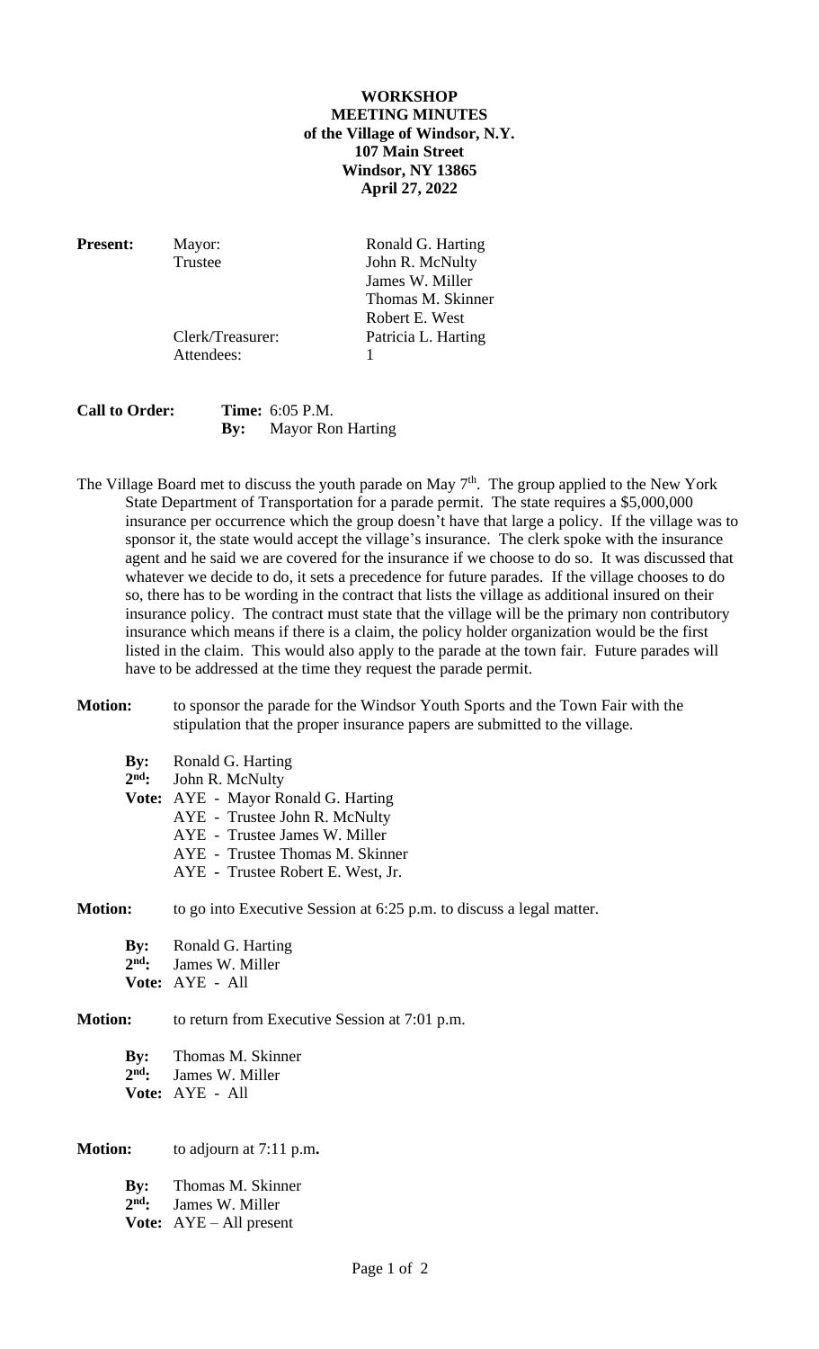**WORKSHOP**
**MEETING MINUTES**
**of the Village of Windsor, N.Y.**
**107 Main Street**
**Windsor, NY 13865**
**April 27, 2022**

| **Present:** | Mayor: | Ronald G. Harting |
|---|---|---|
| | Trustee | John R. McNulty |
| | | James W. Miller |
| | | Thomas M. Skinner |
| | | Robert E. West |
| | Clerk/Treasurer: | Patricia L. Harting |
| | Attendees: | 1 |

**Call to Order:** **Time:** 6:05 P.M.
**By:** Mayor Ron Harting

The Village Board met to discuss the youth parade on May 7th. The group applied to the New York State Department of Transportation for a parade permit. The state requires a $5,000,000 insurance per occurrence which the group doesn't have that large a policy. If the village was to sponsor it, the state would accept the village's insurance. The clerk spoke with the insurance agent and he said we are covered for the insurance if we choose to do so. It was discussed that whatever we decide to do, it sets a precedence for future parades. If the village chooses to do so, there has to be wording in the contract that lists the village as additional insured on their insurance policy. The contract must state that the village will be the primary non contributory insurance which means if there is a claim, the policy holder organization would be the first listed in the claim. This would also apply to the parade at the town fair. Future parades will have to be addressed at the time they request the parade permit.

**Motion:** to sponsor the parade for the Windsor Youth Sports and the Town Fair with the stipulation that the proper insurance papers are submitted to the village.

**By:** Ronald G. Harting
**2nd:** John R. McNulty
**Vote:** AYE - Mayor Ronald G. Harting
AYE - Trustee John R. McNulty
AYE - Trustee James W. Miller
AYE - Trustee Thomas M. Skinner
AYE - Trustee Robert E. West, Jr.

**Motion:** to go into Executive Session at 6:25 p.m. to discuss a legal matter.

**By:** Ronald G. Harting
**2nd:** James W. Miller
**Vote:** AYE - All

**Motion:** to return from Executive Session at 7:01 p.m.

**By:** Thomas M. Skinner
**2nd:** James W. Miller
**Vote:** AYE - All

**Motion:** to adjourn at 7:11 p.m**.**

**By:** Thomas M. Skinner
**2nd:** James W. Miller
**Vote:** AYE – All present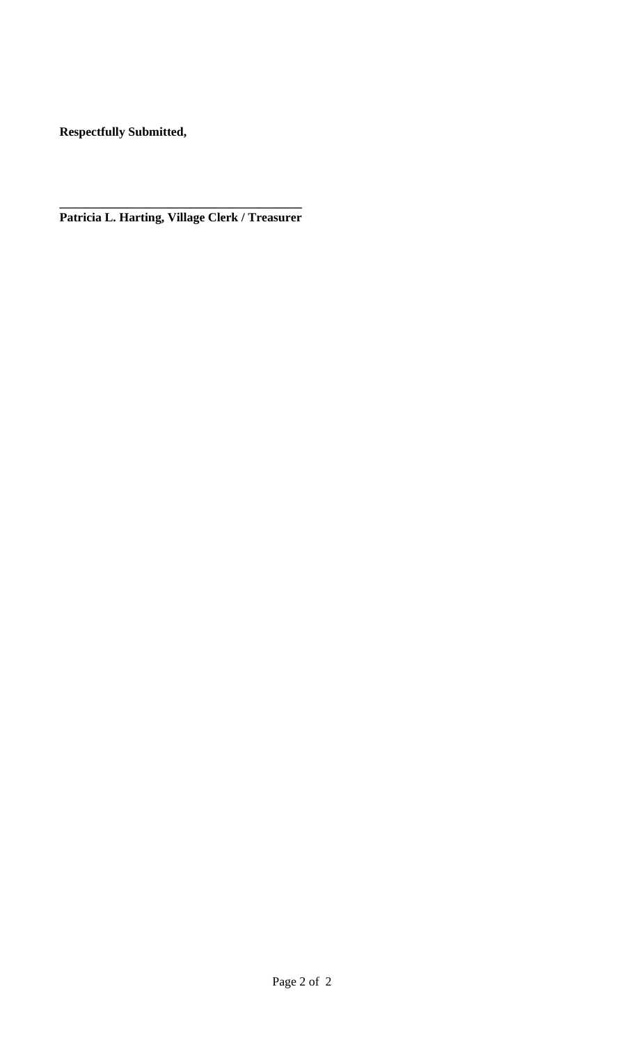**Respectfully Submitted,**

\_\_\_\_\_\_\_\_\_\_\_\_\_\_\_\_\_\_\_\_\_\_\_\_\_\_\_\_\_\_\_\_\_\_\_\_\_\_

**Patricia L. Harting, Village Clerk / Treasurer**